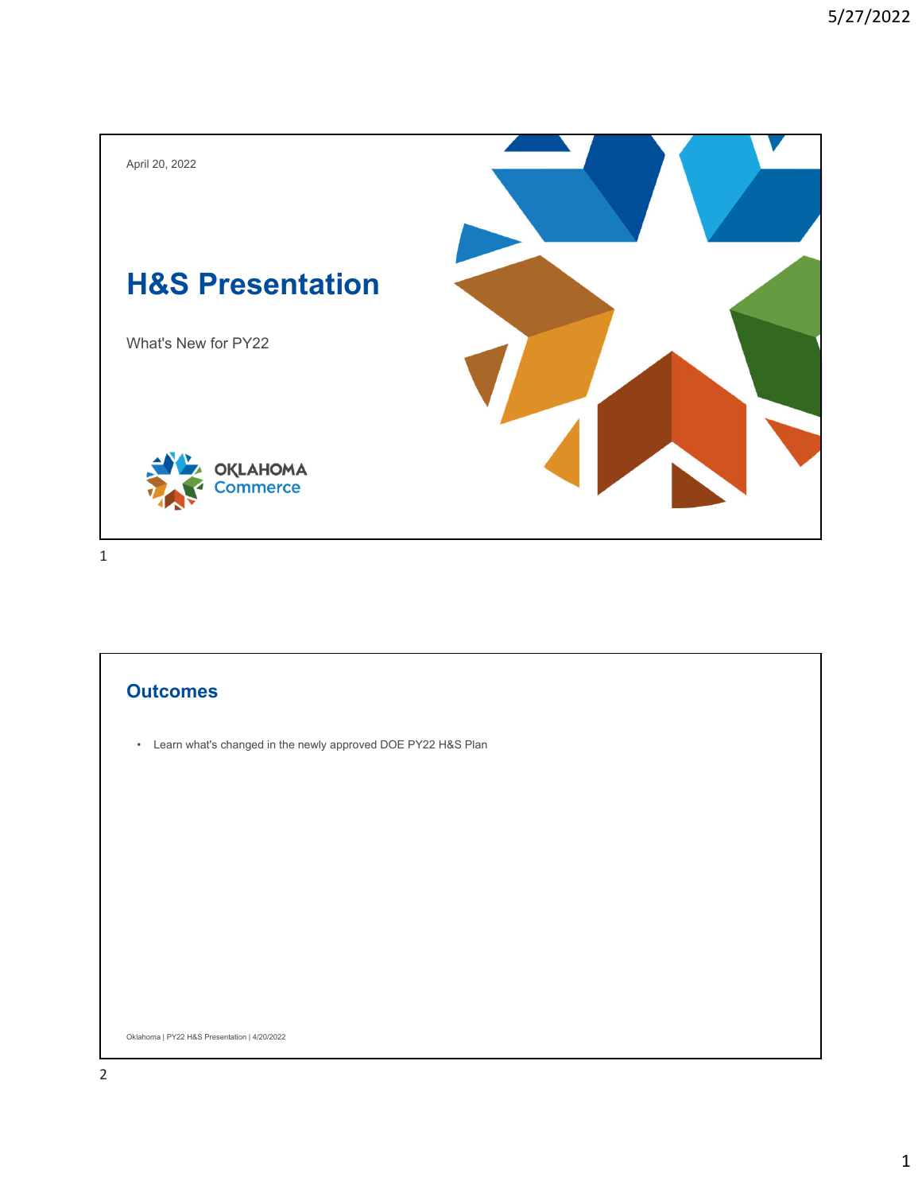April 20, 2022

# H&S Presentation

What's New for PY22

OKLAHOMA Commerce

## Outcomes

- Learn what's changed in the newly approved DOE PY22 H&S Plan

Oklahoma | PY22 H&S Presentation | 4/20/2022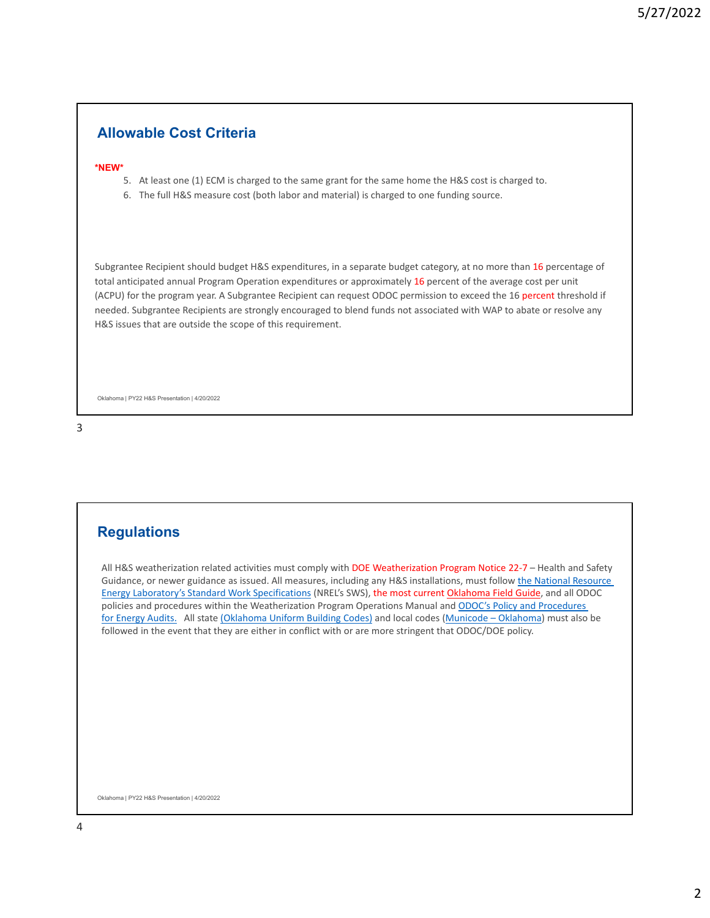## Allowable Cost Criteria

**\*NEW\***

5. At least one (1) ECM is charged to the same grant for the same home the H&S cost is charged to.
6. The full H&S measure cost (both labor and material) is charged to one funding source.

Subgrantee Recipient should budget H&S expenditures, in a separate budget category, at no more than 16 percentage of total anticipated annual Program Operation expenditures or approximately 16 percent of the average cost per unit (ACPU) for the program year. A Subgrantee Recipient can request ODOC permission to exceed the 16 percent threshold if needed. Subgrantee Recipients are strongly encouraged to blend funds not associated with WAP to abate or resolve any H&S issues that are outside the scope of this requirement.

Oklahoma | PY22 H&S Presentation | 4/20/2022

## Regulations

All H&S weatherization related activities must comply with DOE Weatherization Program Notice 22-7 – Health and Safety Guidance, or newer guidance as issued. All measures, including any H&S installations, must follow the National Resource Energy Laboratory's Standard Work Specifications (NREL's SWS), the most current Oklahoma Field Guide, and all ODOC policies and procedures within the Weatherization Program Operations Manual and ODOC's Policy and Procedures for Energy Audits. All state (Oklahoma Uniform Building Codes) and local codes (Municode – Oklahoma) must also be followed in the event that they are either in conflict with or are more stringent that ODOC/DOE policy.

Oklahoma | PY22 H&S Presentation | 4/20/2022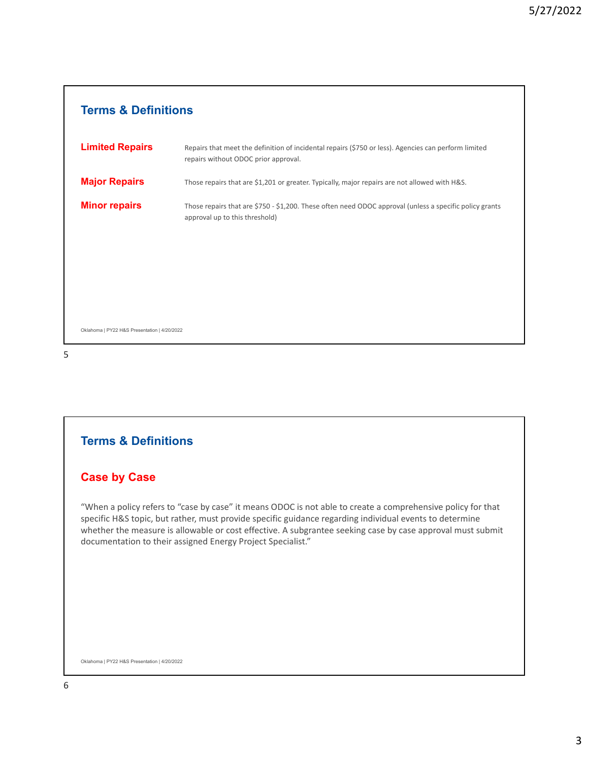## Terms & Definitions

| | |
|---|---|
| **Limited Repairs** | Repairs that meet the definition of incidental repairs ($750 or less). Agencies can perform limited repairs without ODOC prior approval. |
| **Major Repairs** | Those repairs that are $1,201 or greater. Typically, major repairs are not allowed with H&S. |
| **Minor repairs** | Those repairs that are $750 - $1,200. These often need ODOC approval (unless a specific policy grants approval up to this threshold) |

Oklahoma | PY22 H&S Presentation | 4/20/2022

## Terms & Definitions

### Case by Case

"When a policy refers to "case by case" it means ODOC is not able to create a comprehensive policy for that specific H&S topic, but rather, must provide specific guidance regarding individual events to determine whether the measure is allowable or cost effective. A subgrantee seeking case by case approval must submit documentation to their assigned Energy Project Specialist."

Oklahoma | PY22 H&S Presentation | 4/20/2022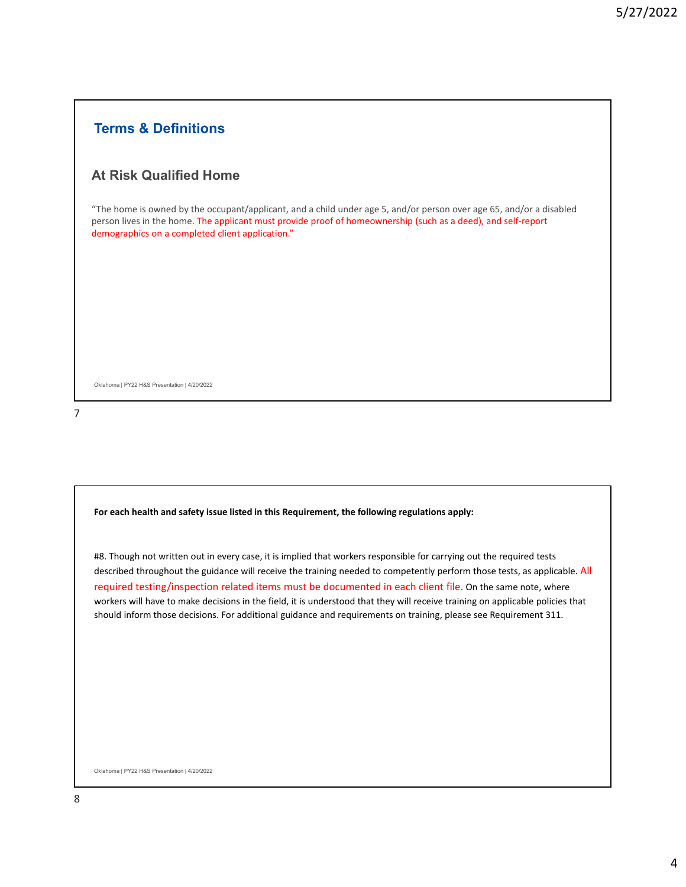## Terms & Definitions

### At Risk Qualified Home

"The home is owned by the occupant/applicant, and a child under age 5, and/or person over age 65, and/or a disabled person lives in the home. The applicant must provide proof of homeownership (such as a deed), and self-report demographics on a completed client application."

Oklahoma | PY22 H&S Presentation | 4/20/2022

**For each health and safety issue listed in this Requirement, the following regulations apply:**

#8. Though not written out in every case, it is implied that workers responsible for carrying out the required tests described throughout the guidance will receive the training needed to competently perform those tests, as applicable. All required testing/inspection related items must be documented in each client file. On the same note, where workers will have to make decisions in the field, it is understood that they will receive training on applicable policies that should inform those decisions. For additional guidance and requirements on training, please see Requirement 311.

Oklahoma | PY22 H&S Presentation | 4/20/2022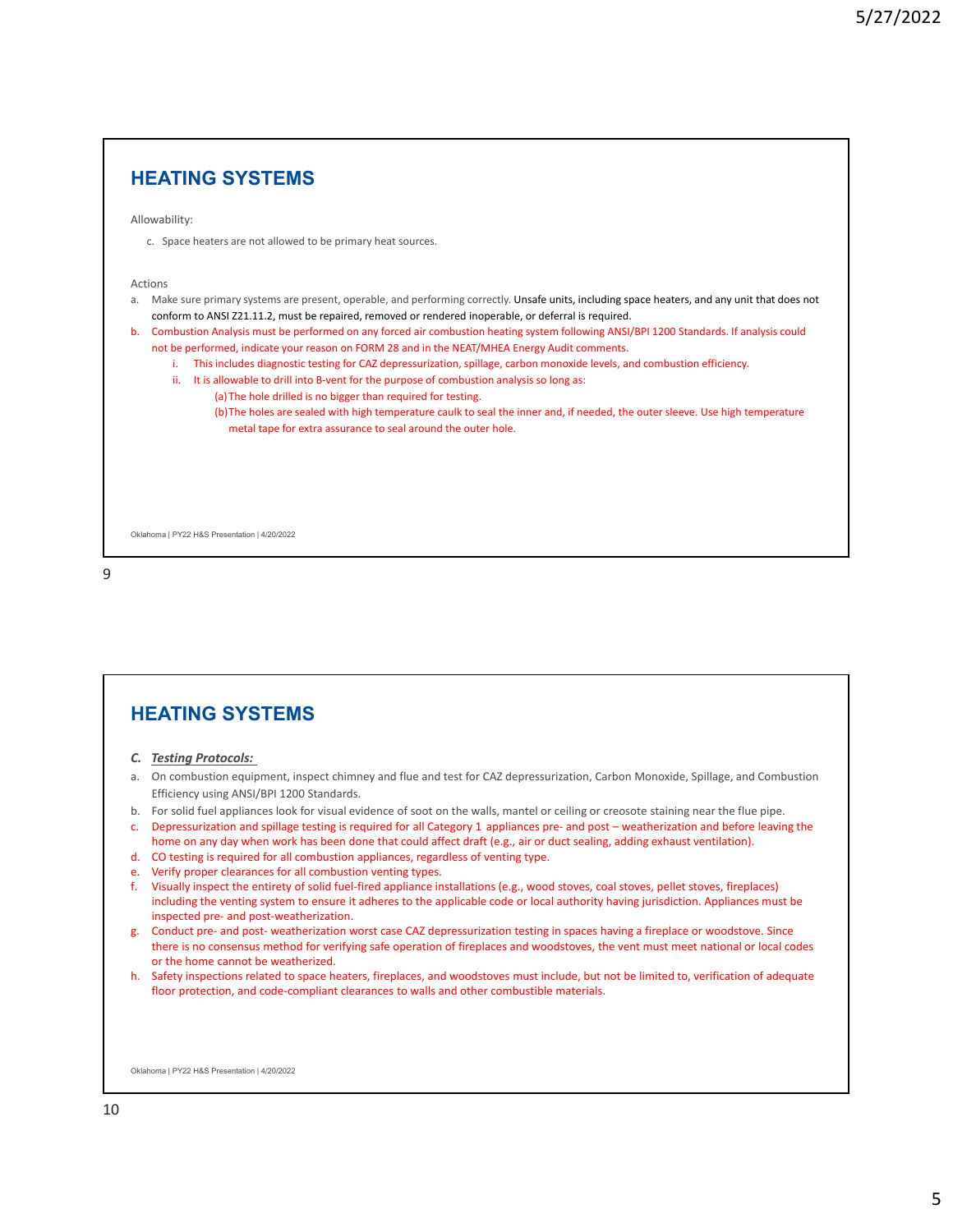## HEATING SYSTEMS

Allowability:

c. Space heaters are not allowed to be primary heat sources.

Actions

a. Make sure primary systems are present, operable, and performing correctly. Unsafe units, including space heaters, and any unit that does not conform to ANSI Z21.11.2, must be repaired, removed or rendered inoperable, or deferral is required.
b. Combustion Analysis must be performed on any forced air combustion heating system following ANSI/BPI 1200 Standards. If analysis could not be performed, indicate your reason on FORM 28 and in the NEAT/MHEA Energy Audit comments.
   i. This includes diagnostic testing for CAZ depressurization, spillage, carbon monoxide levels, and combustion efficiency.
   ii. It is allowable to drill into B-vent for the purpose of combustion analysis so long as:
      (a) The hole drilled is no bigger than required for testing.
      (b) The holes are sealed with high temperature caulk to seal the inner and, if needed, the outer sleeve. Use high temperature metal tape for extra assurance to seal around the outer hole.

Oklahoma | PY22 H&S Presentation | 4/20/2022

## HEATING SYSTEMS

***C. Testing Protocols:***

a. On combustion equipment, inspect chimney and flue and test for CAZ depressurization, Carbon Monoxide, Spillage, and Combustion Efficiency using ANSI/BPI 1200 Standards.
b. For solid fuel appliances look for visual evidence of soot on the walls, mantel or ceiling or creosote staining near the flue pipe.
c. Depressurization and spillage testing is required for all Category 1 appliances pre- and post – weatherization and before leaving the home on any day when work has been done that could affect draft (e.g., air or duct sealing, adding exhaust ventilation).
d. CO testing is required for all combustion appliances, regardless of venting type.
e. Verify proper clearances for all combustion venting types.
f. Visually inspect the entirety of solid fuel-fired appliance installations (e.g., wood stoves, coal stoves, pellet stoves, fireplaces) including the venting system to ensure it adheres to the applicable code or local authority having jurisdiction. Appliances must be inspected pre- and post-weatherization.
g. Conduct pre- and post- weatherization worst case CAZ depressurization testing in spaces having a fireplace or woodstove. Since there is no consensus method for verifying safe operation of fireplaces and woodstoves, the vent must meet national or local codes or the home cannot be weatherized.
h. Safety inspections related to space heaters, fireplaces, and woodstoves must include, but not be limited to, verification of adequate floor protection, and code-compliant clearances to walls and other combustible materials.

Oklahoma | PY22 H&S Presentation | 4/20/2022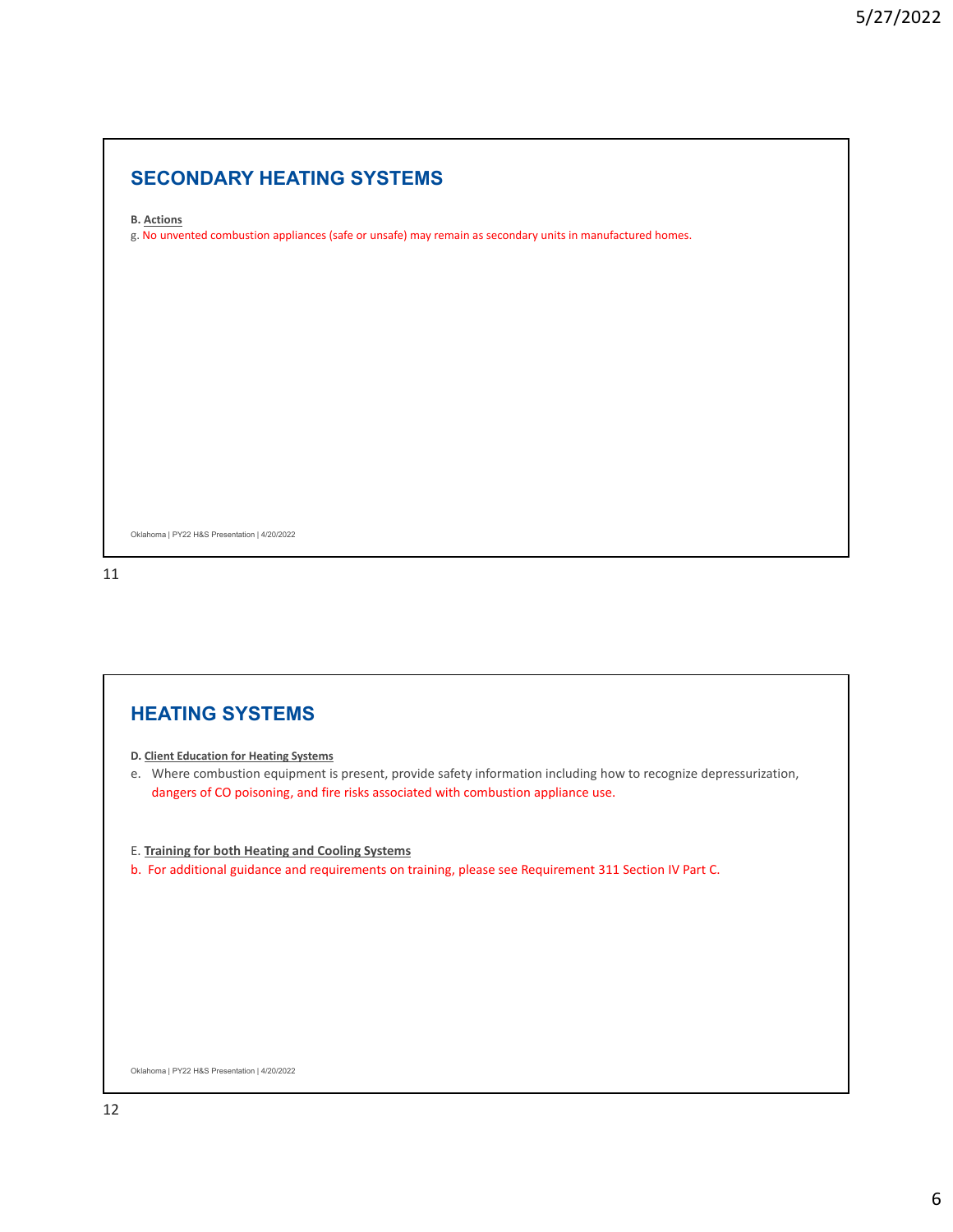## SECONDARY HEATING SYSTEMS

**B. Actions**

g. No unvented combustion appliances (safe or unsafe) may remain as secondary units in manufactured homes.

Oklahoma | PY22 H&S Presentation | 4/20/2022

## HEATING SYSTEMS

**D. Client Education for Heating Systems**

e. Where combustion equipment is present, provide safety information including how to recognize depressurization, dangers of CO poisoning, and fire risks associated with combustion appliance use.

E. **Training for both Heating and Cooling Systems**

b. For additional guidance and requirements on training, please see Requirement 311 Section IV Part C.

Oklahoma | PY22 H&S Presentation | 4/20/2022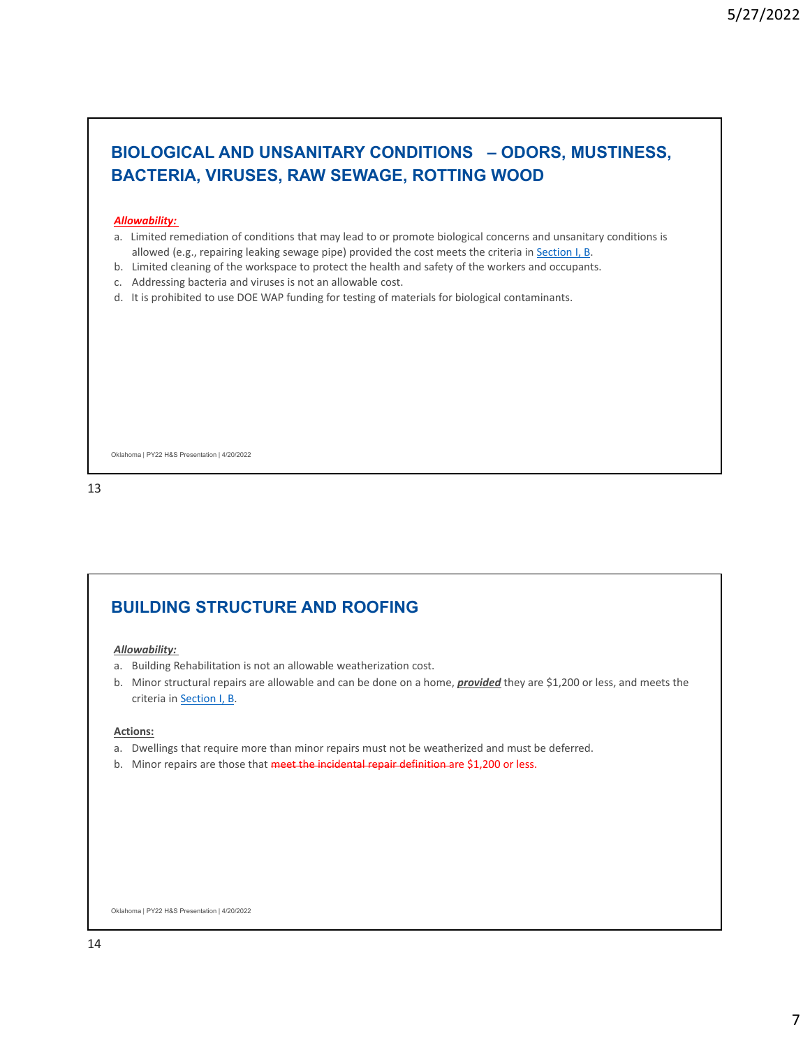## BIOLOGICAL AND UNSANITARY CONDITIONS – ODORS, MUSTINESS, BACTERIA, VIRUSES, RAW SEWAGE, ROTTING WOOD

***Allowability:***

a. Limited remediation of conditions that may lead to or promote biological concerns and unsanitary conditions is allowed (e.g., repairing leaking sewage pipe) provided the cost meets the criteria in Section I, B.
b. Limited cleaning of the workspace to protect the health and safety of the workers and occupants.
c. Addressing bacteria and viruses is not an allowable cost.
d. It is prohibited to use DOE WAP funding for testing of materials for biological contaminants.

Oklahoma | PY22 H&S Presentation | 4/20/2022

## BUILDING STRUCTURE AND ROOFING

***Allowability:***

a. Building Rehabilitation is not an allowable weatherization cost.
b. Minor structural repairs are allowable and can be done on a home, ***provided*** they are $1,200 or less, and meets the criteria in Section I, B.

**Actions:**

a. Dwellings that require more than minor repairs must not be weatherized and must be deferred.
b. Minor repairs are those that ~~meet the incidental repair definition~~ are $1,200 or less.

Oklahoma | PY22 H&S Presentation | 4/20/2022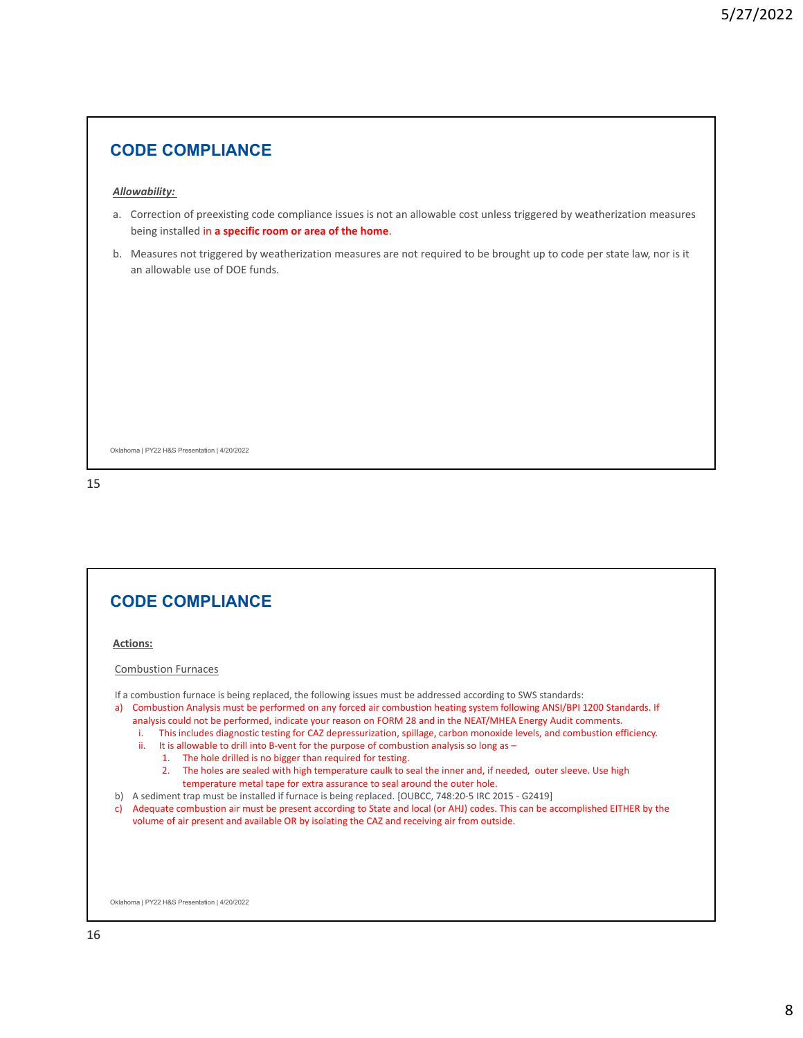## CODE COMPLIANCE

***Allowability:***

a. Correction of preexisting code compliance issues is not an allowable cost unless triggered by weatherization measures being installed in **a specific room or area of the home**.

b. Measures not triggered by weatherization measures are not required to be brought up to code per state law, nor is it an allowable use of DOE funds.

## CODE COMPLIANCE

**Actions:**

Combustion Furnaces

If a combustion furnace is being replaced, the following issues must be addressed according to SWS standards:

a) Combustion Analysis must be performed on any forced air combustion heating system following ANSI/BPI 1200 Standards. If analysis could not be performed, indicate your reason on FORM 28 and in the NEAT/MHEA Energy Audit comments.
   i. This includes diagnostic testing for CAZ depressurization, spillage, carbon monoxide levels, and combustion efficiency.
   ii. It is allowable to drill into B-vent for the purpose of combustion analysis so long as –
      1. The hole drilled is no bigger than required for testing.
      2. The holes are sealed with high temperature caulk to seal the inner and, if needed, outer sleeve. Use high temperature metal tape for extra assurance to seal around the outer hole.

b) A sediment trap must be installed if furnace is being replaced. [OUBCC, 748:20-5 IRC 2015 - G2419]

c) Adequate combustion air must be present according to State and local (or AHJ) codes. This can be accomplished EITHER by the volume of air present and available OR by isolating the CAZ and receiving air from outside.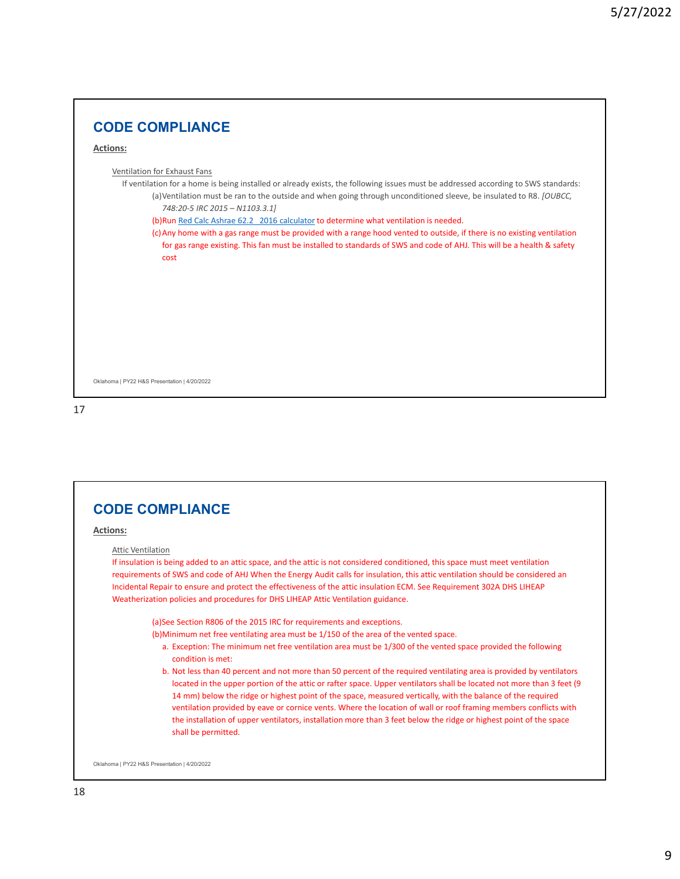## CODE COMPLIANCE

**Actions:**

Ventilation for Exhaust Fans

If ventilation for a home is being installed or already exists, the following issues must be addressed according to SWS standards:

(a) Ventilation must be ran to the outside and when going through unconditioned sleeve, be insulated to R8. *[OUBCC, 748:20-5 IRC 2015 – N1103.3.1]*

(b) Run Red Calc Ashrae 62.2 2016 calculator to determine what ventilation is needed.

(c) Any home with a gas range must be provided with a range hood vented to outside, if there is no existing ventilation for gas range existing. This fan must be installed to standards of SWS and code of AHJ. This will be a health & safety cost

Oklahoma | PY22 H&S Presentation | 4/20/2022

## CODE COMPLIANCE

**Actions:**

Attic Ventilation

If insulation is being added to an attic space, and the attic is not considered conditioned, this space must meet ventilation requirements of SWS and code of AHJ When the Energy Audit calls for insulation, this attic ventilation should be considered an Incidental Repair to ensure and protect the effectiveness of the attic insulation ECM. See Requirement 302A DHS LIHEAP Weatherization policies and procedures for DHS LIHEAP Attic Ventilation guidance.

(a) See Section R806 of the 2015 IRC for requirements and exceptions.

(b) Minimum net free ventilating area must be 1/150 of the area of the vented space.

a. Exception: The minimum net free ventilation area must be 1/300 of the vented space provided the following condition is met:

b. Not less than 40 percent and not more than 50 percent of the required ventilating area is provided by ventilators located in the upper portion of the attic or rafter space. Upper ventilators shall be located not more than 3 feet (9 14 mm) below the ridge or highest point of the space, measured vertically, with the balance of the required ventilation provided by eave or cornice vents. Where the location of wall or roof framing members conflicts with the installation of upper ventilators, installation more than 3 feet below the ridge or highest point of the space shall be permitted.

Oklahoma | PY22 H&S Presentation | 4/20/2022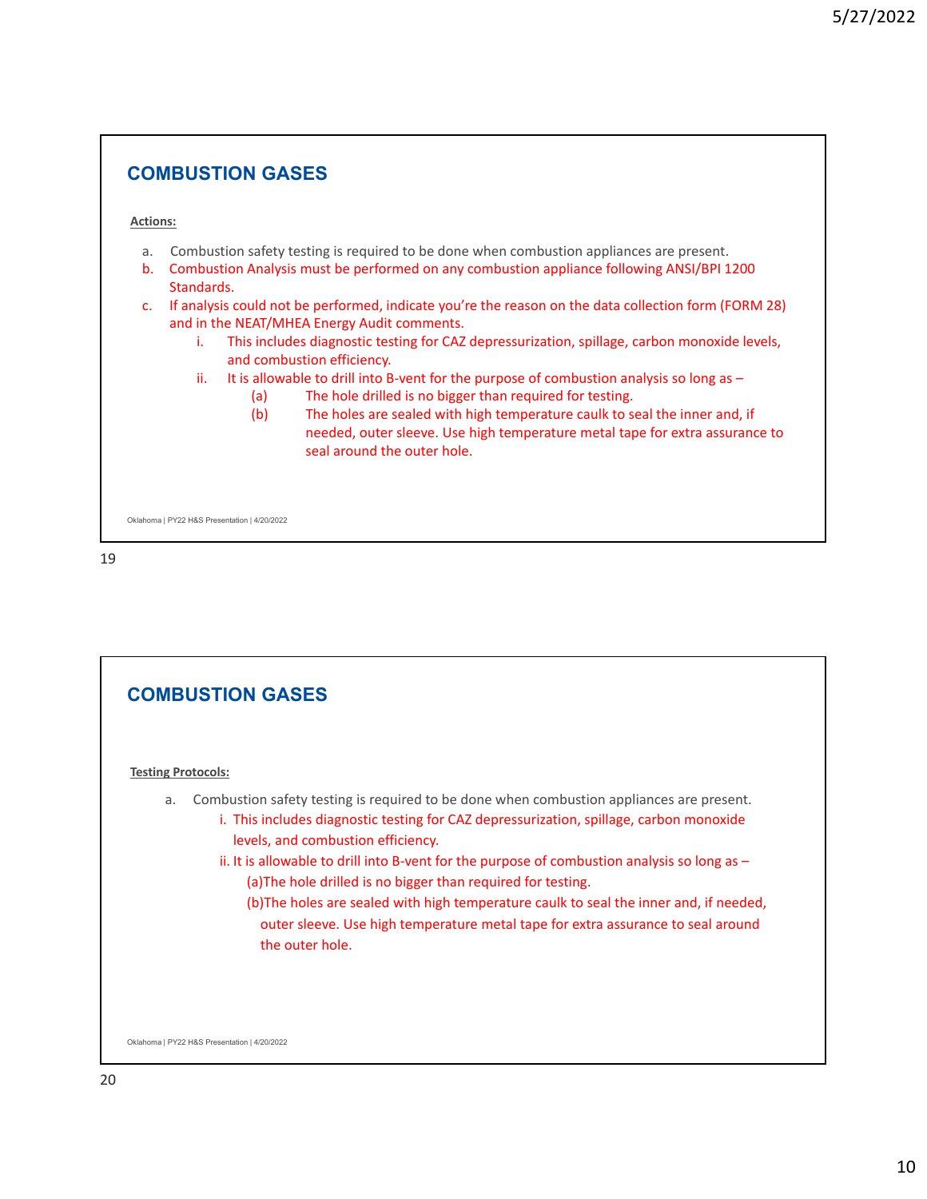## COMBUSTION GASES

**Actions:**

a. Combustion safety testing is required to be done when combustion appliances are present.
b. Combustion Analysis must be performed on any combustion appliance following ANSI/BPI 1200 Standards.
c. If analysis could not be performed, indicate you're the reason on the data collection form (FORM 28) and in the NEAT/MHEA Energy Audit comments.
   i. This includes diagnostic testing for CAZ depressurization, spillage, carbon monoxide levels, and combustion efficiency.
   ii. It is allowable to drill into B-vent for the purpose of combustion analysis so long as –
      (a) The hole drilled is no bigger than required for testing.
      (b) The holes are sealed with high temperature caulk to seal the inner and, if needed, outer sleeve. Use high temperature metal tape for extra assurance to seal around the outer hole.

Oklahoma | PY22 H&S Presentation | 4/20/2022

## COMBUSTION GASES

**Testing Protocols:**

a. Combustion safety testing is required to be done when combustion appliances are present.
   i. This includes diagnostic testing for CAZ depressurization, spillage, carbon monoxide levels, and combustion efficiency.
   ii. It is allowable to drill into B-vent for the purpose of combustion analysis so long as –
      (a)The hole drilled is no bigger than required for testing.
      (b)The holes are sealed with high temperature caulk to seal the inner and, if needed, outer sleeve. Use high temperature metal tape for extra assurance to seal around the outer hole.

Oklahoma | PY22 H&S Presentation | 4/20/2022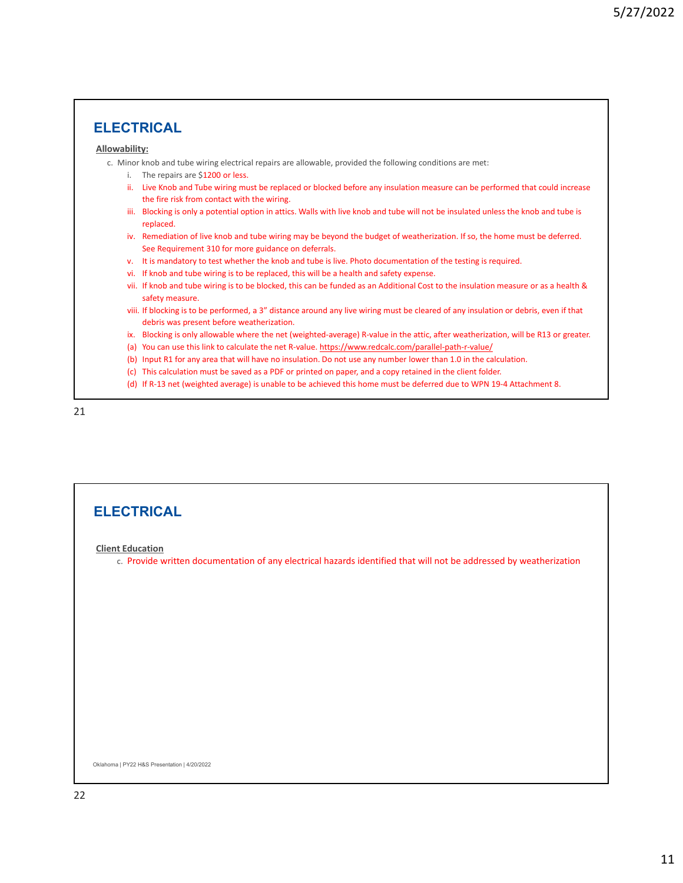## ELECTRICAL

**Allowability:**

c. Minor knob and tube wiring electrical repairs are allowable, provided the following conditions are met:

   i. The repairs are $1200 or less.

   ii. Live Knob and Tube wiring must be replaced or blocked before any insulation measure can be performed that could increase the fire risk from contact with the wiring.

   iii. Blocking is only a potential option in attics. Walls with live knob and tube will not be insulated unless the knob and tube is replaced.

   iv. Remediation of live knob and tube wiring may be beyond the budget of weatherization. If so, the home must be deferred. See Requirement 310 for more guidance on deferrals.

   v. It is mandatory to test whether the knob and tube is live. Photo documentation of the testing is required.

   vi. If knob and tube wiring is to be replaced, this will be a health and safety expense.

   vii. If knob and tube wiring is to be blocked, this can be funded as an Additional Cost to the insulation measure or as a health & safety measure.

   viii. If blocking is to be performed, a 3" distance around any live wiring must be cleared of any insulation or debris, even if that debris was present before weatherization.

   ix. Blocking is only allowable where the net (weighted-average) R-value in the attic, after weatherization, will be R13 or greater.

   (a) You can use this link to calculate the net R-value. https://www.redcalc.com/parallel-path-r-value/

   (b) Input R1 for any area that will have no insulation. Do not use any number lower than 1.0 in the calculation.

   (c) This calculation must be saved as a PDF or printed on paper, and a copy retained in the client folder.

   (d) If R-13 net (weighted average) is unable to be achieved this home must be deferred due to WPN 19-4 Attachment 8.

## ELECTRICAL

**Client Education**

c. Provide written documentation of any electrical hazards identified that will not be addressed by weatherization

Oklahoma | PY22 H&S Presentation | 4/20/2022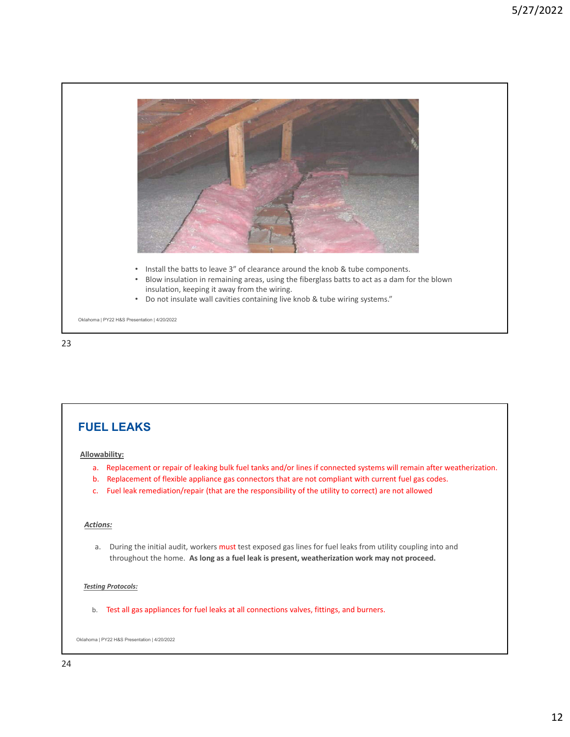- Install the batts to leave 3" of clearance around the knob & tube components.
- Blow insulation in remaining areas, using the fiberglass batts to act as a dam for the blown insulation, keeping it away from the wiring.
- Do not insulate wall cavities containing live knob & tube wiring systems."

Oklahoma | PY22 H&S Presentation | 4/20/2022

## FUEL LEAKS

**Allowability:**

a. Replacement or repair of leaking bulk fuel tanks and/or lines if connected systems will remain after weatherization.
b. Replacement of flexible appliance gas connectors that are not compliant with current fuel gas codes.
c. Fuel leak remediation/repair (that are the responsibility of the utility to correct) are not allowed

***Actions:***

a. During the initial audit, workers must test exposed gas lines for fuel leaks from utility coupling into and throughout the home. **As long as a fuel leak is present, weatherization work may not proceed.**

***Testing Protocols:***

b. Test all gas appliances for fuel leaks at all connections valves, fittings, and burners.

Oklahoma | PY22 H&S Presentation | 4/20/2022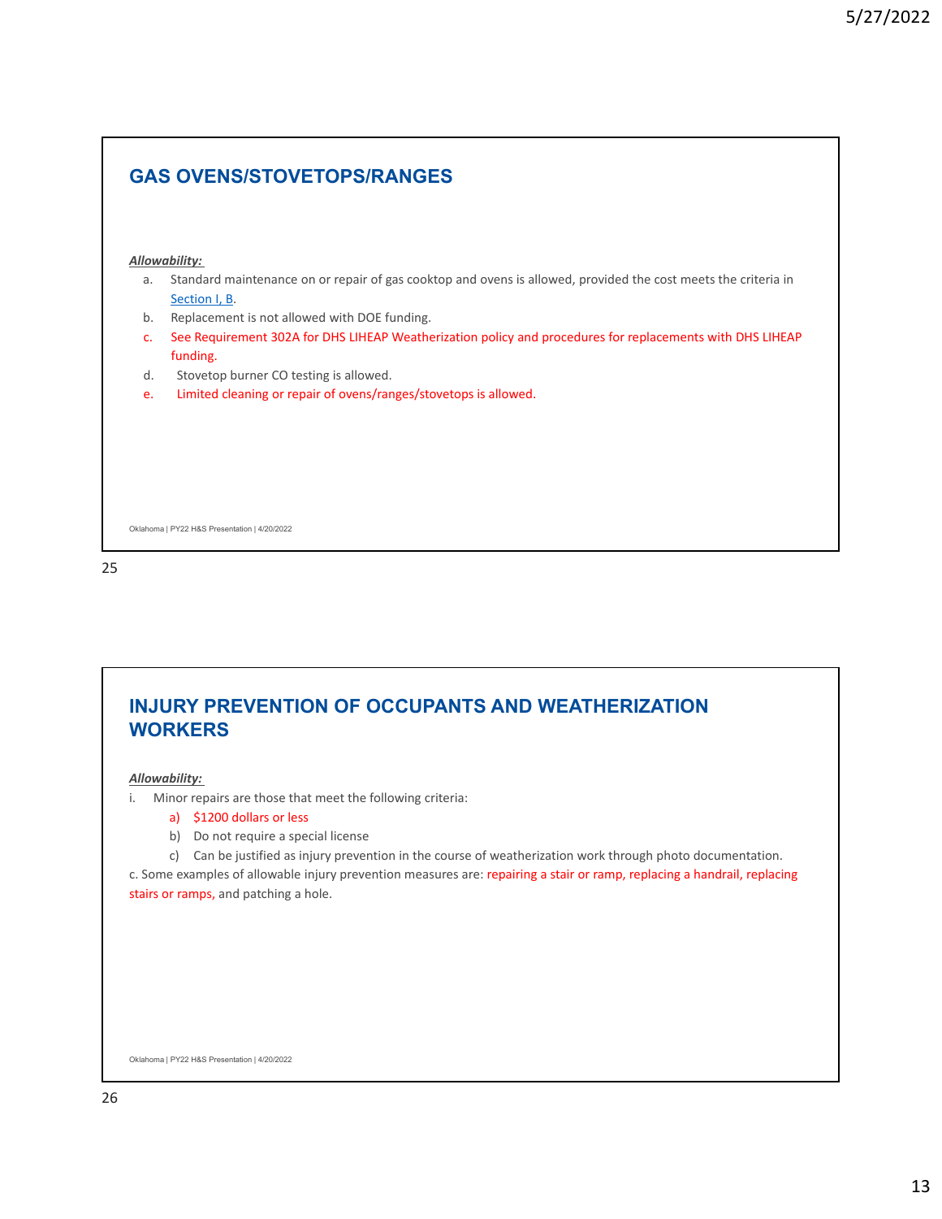## GAS OVENS/STOVETOPS/RANGES

***Allowability:***

a. Standard maintenance on or repair of gas cooktop and ovens is allowed, provided the cost meets the criteria in Section I, B.
b. Replacement is not allowed with DOE funding.
c. See Requirement 302A for DHS LIHEAP Weatherization policy and procedures for replacements with DHS LIHEAP funding.
d. Stovetop burner CO testing is allowed.
e. Limited cleaning or repair of ovens/ranges/stovetops is allowed.

Oklahoma | PY22 H&S Presentation | 4/20/2022

## INJURY PREVENTION OF OCCUPANTS AND WEATHERIZATION WORKERS

***Allowability:***

i. Minor repairs are those that meet the following criteria:
   a) $1200 dollars or less
   b) Do not require a special license
   c) Can be justified as injury prevention in the course of weatherization work through photo documentation.

c. Some examples of allowable injury prevention measures are: repairing a stair or ramp, replacing a handrail, replacing stairs or ramps, and patching a hole.

Oklahoma | PY22 H&S Presentation | 4/20/2022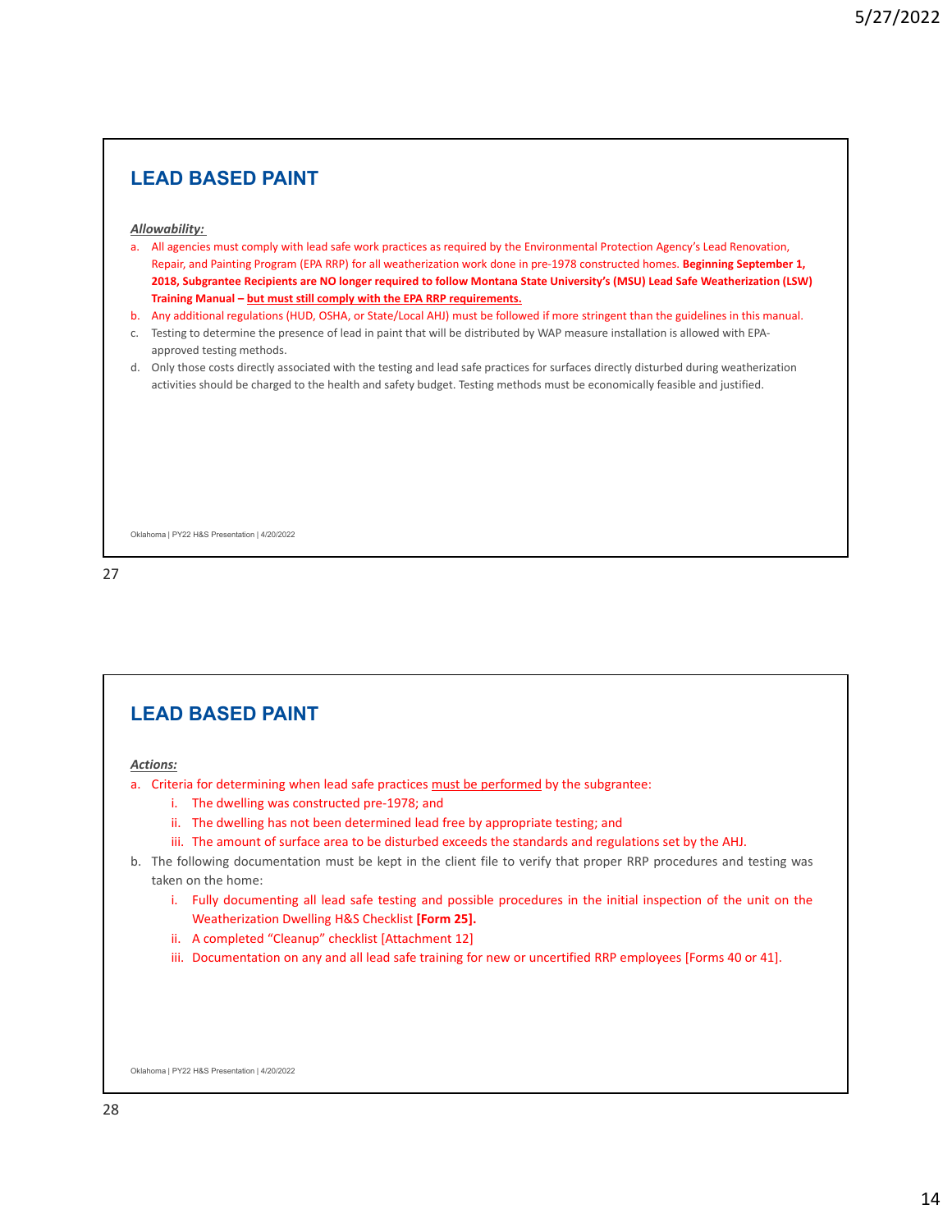## LEAD BASED PAINT

***Allowability:***

a. All agencies must comply with lead safe work practices as required by the Environmental Protection Agency's Lead Renovation, Repair, and Painting Program (EPA RRP) for all weatherization work done in pre-1978 constructed homes. **Beginning September 1, 2018, Subgrantee Recipients are NO longer required to follow Montana State University's (MSU) Lead Safe Weatherization (LSW) Training Manual – <u>but must still comply with the EPA RRP requirements.</u>**
b. Any additional regulations (HUD, OSHA, or State/Local AHJ) must be followed if more stringent than the guidelines in this manual.
c. Testing to determine the presence of lead in paint that will be distributed by WAP measure installation is allowed with EPA-approved testing methods.
d. Only those costs directly associated with the testing and lead safe practices for surfaces directly disturbed during weatherization activities should be charged to the health and safety budget. Testing methods must be economically feasible and justified.

Oklahoma | PY22 H&S Presentation | 4/20/2022

## LEAD BASED PAINT

***Actions:***

a. Criteria for determining when lead safe practices <u>must be performed</u> by the subgrantee:
   i. The dwelling was constructed pre-1978; and
   ii. The dwelling has not been determined lead free by appropriate testing; and
   iii. The amount of surface area to be disturbed exceeds the standards and regulations set by the AHJ.
b. The following documentation must be kept in the client file to verify that proper RRP procedures and testing was taken on the home:
   i. Fully documenting all lead safe testing and possible procedures in the initial inspection of the unit on the Weatherization Dwelling H&S Checklist **[Form 25].**
   ii. A completed "Cleanup" checklist [Attachment 12]
   iii. Documentation on any and all lead safe training for new or uncertified RRP employees [Forms 40 or 41].

Oklahoma | PY22 H&S Presentation | 4/20/2022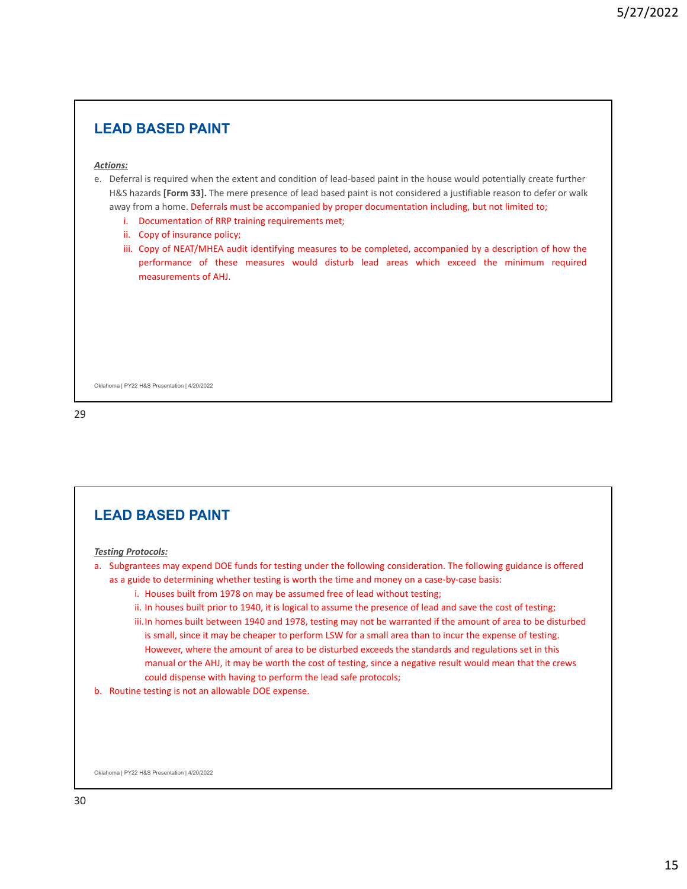## LEAD BASED PAINT

***Actions:***

e. Deferral is required when the extent and condition of lead-based paint in the house would potentially create further H&S hazards **[Form 33].** The mere presence of lead based paint is not considered a justifiable reason to defer or walk away from a home. Deferrals must be accompanied by proper documentation including, but not limited to;
   i. Documentation of RRP training requirements met;
   ii. Copy of insurance policy;
   iii. Copy of NEAT/MHEA audit identifying measures to be completed, accompanied by a description of how the performance of these measures would disturb lead areas which exceed the minimum required measurements of AHJ.

Oklahoma | PY22 H&S Presentation | 4/20/2022

## LEAD BASED PAINT

***Testing Protocols:***

a. Subgrantees may expend DOE funds for testing under the following consideration. The following guidance is offered as a guide to determining whether testing is worth the time and money on a case-by-case basis:
   i. Houses built from 1978 on may be assumed free of lead without testing;
   ii. In houses built prior to 1940, it is logical to assume the presence of lead and save the cost of testing;
   iii. In homes built between 1940 and 1978, testing may not be warranted if the amount of area to be disturbed is small, since it may be cheaper to perform LSW for a small area than to incur the expense of testing. However, where the amount of area to be disturbed exceeds the standards and regulations set in this manual or the AHJ, it may be worth the cost of testing, since a negative result would mean that the crews could dispense with having to perform the lead safe protocols;

b. Routine testing is not an allowable DOE expense.

Oklahoma | PY22 H&S Presentation | 4/20/2022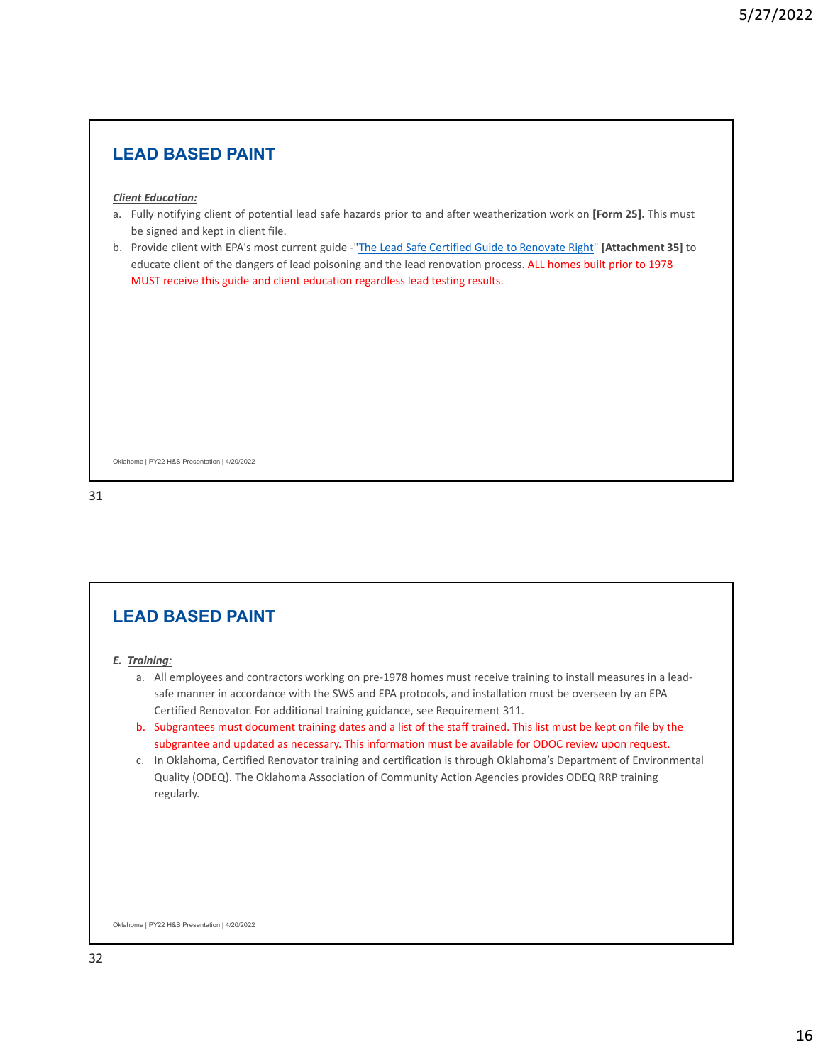## LEAD BASED PAINT

***Client Education:***

a. Fully notifying client of potential lead safe hazards prior to and after weatherization work on **[Form 25].** This must be signed and kept in client file.
b. Provide client with EPA's most current guide -"The Lead Safe Certified Guide to Renovate Right" **[Attachment 35]** to educate client of the dangers of lead poisoning and the lead renovation process. ALL homes built prior to 1978 MUST receive this guide and client education regardless lead testing results.

Oklahoma | PY22 H&S Presentation | 4/20/2022

## LEAD BASED PAINT

***E. Training:***

a. All employees and contractors working on pre-1978 homes must receive training to install measures in a lead-safe manner in accordance with the SWS and EPA protocols, and installation must be overseen by an EPA Certified Renovator. For additional training guidance, see Requirement 311.
b. Subgrantees must document training dates and a list of the staff trained. This list must be kept on file by the subgrantee and updated as necessary. This information must be available for ODOC review upon request.
c. In Oklahoma, Certified Renovator training and certification is through Oklahoma's Department of Environmental Quality (ODEQ). The Oklahoma Association of Community Action Agencies provides ODEQ RRP training regularly.

Oklahoma | PY22 H&S Presentation | 4/20/2022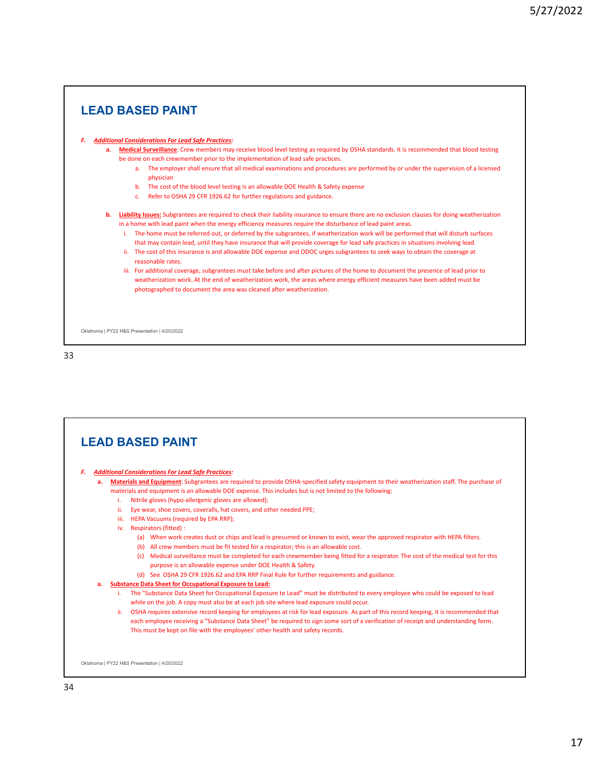## LEAD BASED PAINT

***F. Additional Considerations For Lead Safe Practices:***

**a. Medical Surveillance**: Crew members may receive blood level testing as required by OSHA standards. It is recommended that blood testing be done on each crewmember prior to the implementation of lead safe practices.

- a. The employer shall ensure that all medical examinations and procedures are performed by or under the supervision of a licensed physician
- b. The cost of the blood level testing is an allowable DOE Health & Safety expense
- c. Refer to OSHA 29 CFR 1926.62 for further regulations and guidance.

**b. Liability Issues:** Subgrantees are required to check their liability insurance to ensure there are no exclusion clauses for doing weatherization in a home with lead paint when the energy efficiency measures require the disturbance of lead paint areas.

- i. The home must be referred out, or deferred by the subgrantees, if weatherization work will be performed that will disturb surfaces that may contain lead, until they have insurance that will provide coverage for lead safe practices in situations involving lead.
- ii. The cost of this insurance is and allowable DOE expense and ODOC urges subgrantees to seek ways to obtain the coverage at reasonable rates.
- iii. For additional coverage, subgrantees must take before and after pictures of the home to document the presence of lead prior to weatherization work. At the end of weatherization work, the areas where energy efficient measures have been added must be photographed to document the area was cleaned after weatherization.

Oklahoma | PY22 H&S Presentation | 4/20/2022

## LEAD BASED PAINT

***F. Additional Considerations For Lead Safe Practices:***

**a. Materials and Equipment**: Subgrantees are required to provide OSHA-specified safety equipment to their weatherization staff. The purchase of materials and equipment is an allowable DOE expense. This includes but is not limited to the following:

- i. Nitrile gloves (hypo-allergenic gloves are allowed);
- ii. Eye wear, shoe covers, coveralls, hat covers, and other needed PPE;
- iii. HEPA Vacuums (required by EPA RRP);
- iv. Respirators (fitted) :
  - (a) When work creates dust or chips and lead is presumed or known to exist, wear the approved respirator with HEPA filters.
  - (b) All crew members must be fit tested for a respirator; this is an allowable cost.
  - (c) Medical surveillance must be completed for each crewmember being fitted for a respirator. The cost of the medical test for this purpose is an allowable expense under DOE Health & Safety.
  - (d) See OSHA 29 CFR 1926.62 and EPA RRP Final Rule for further requirements and guidance.

**a. Substance Data Sheet for Occupational Exposure to Lead:**

- i. The "Substance Data Sheet for Occupational Exposure to Lead" must be distributed to every employee who could be exposed to lead while on the job. A copy must also be at each job site where lead exposure could occur.
- ii. OSHA requires extensive record keeping for employees at risk for lead exposure. As part of this record keeping, it is recommended that each employee receiving a "Substance Data Sheet" be required to sign some sort of a verification of receipt and understanding form. This must be kept on file with the employees' other health and safety records.

Oklahoma | PY22 H&S Presentation | 4/20/2022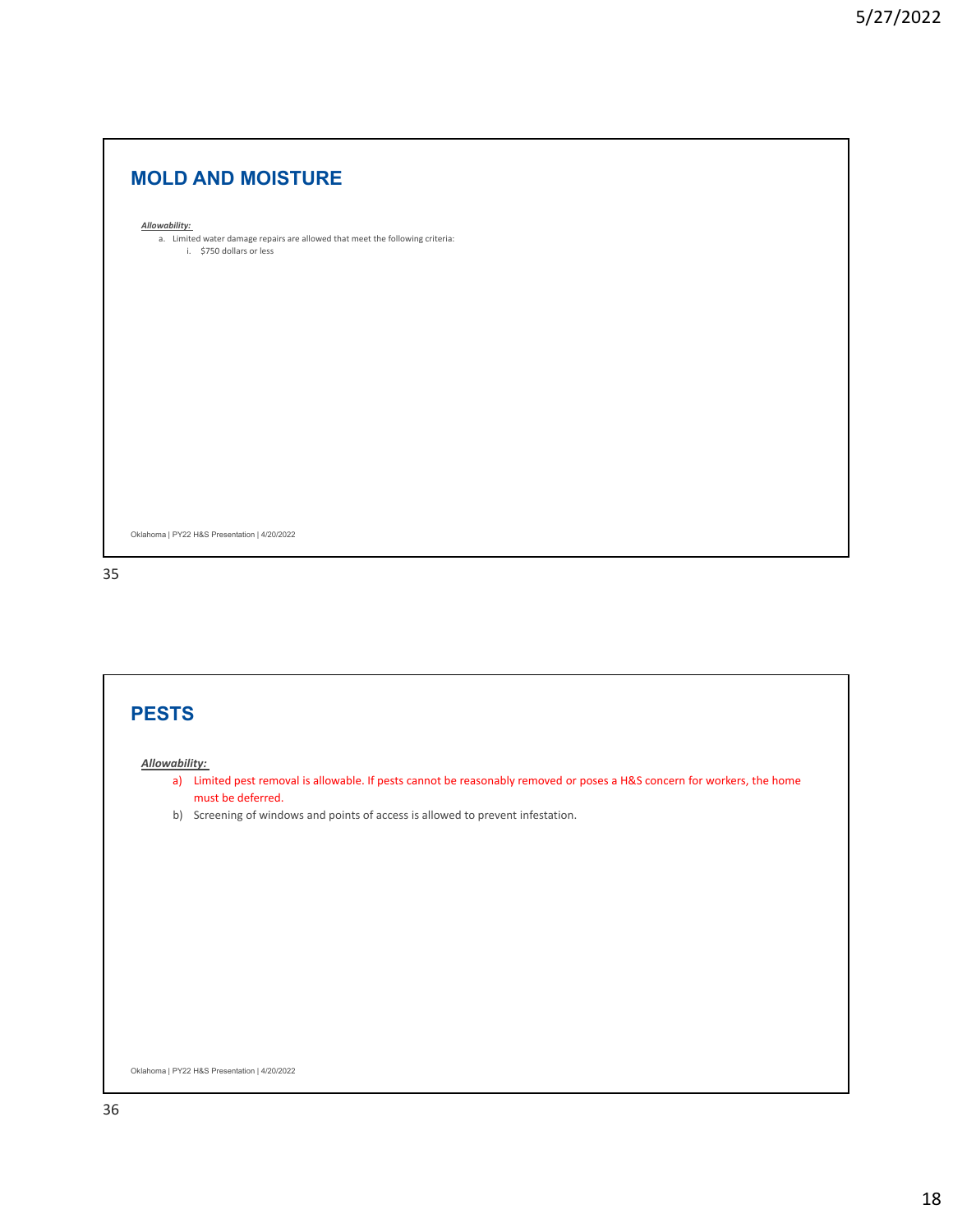## MOLD AND MOISTURE

***Allowability:***

a. Limited water damage repairs are allowed that meet the following criteria:
    i. $750 dollars or less

Oklahoma | PY22 H&S Presentation | 4/20/2022

## PESTS

***Allowability:***

a) Limited pest removal is allowable. If pests cannot be reasonably removed or poses a H&S concern for workers, the home must be deferred.

b) Screening of windows and points of access is allowed to prevent infestation.

Oklahoma | PY22 H&S Presentation | 4/20/2022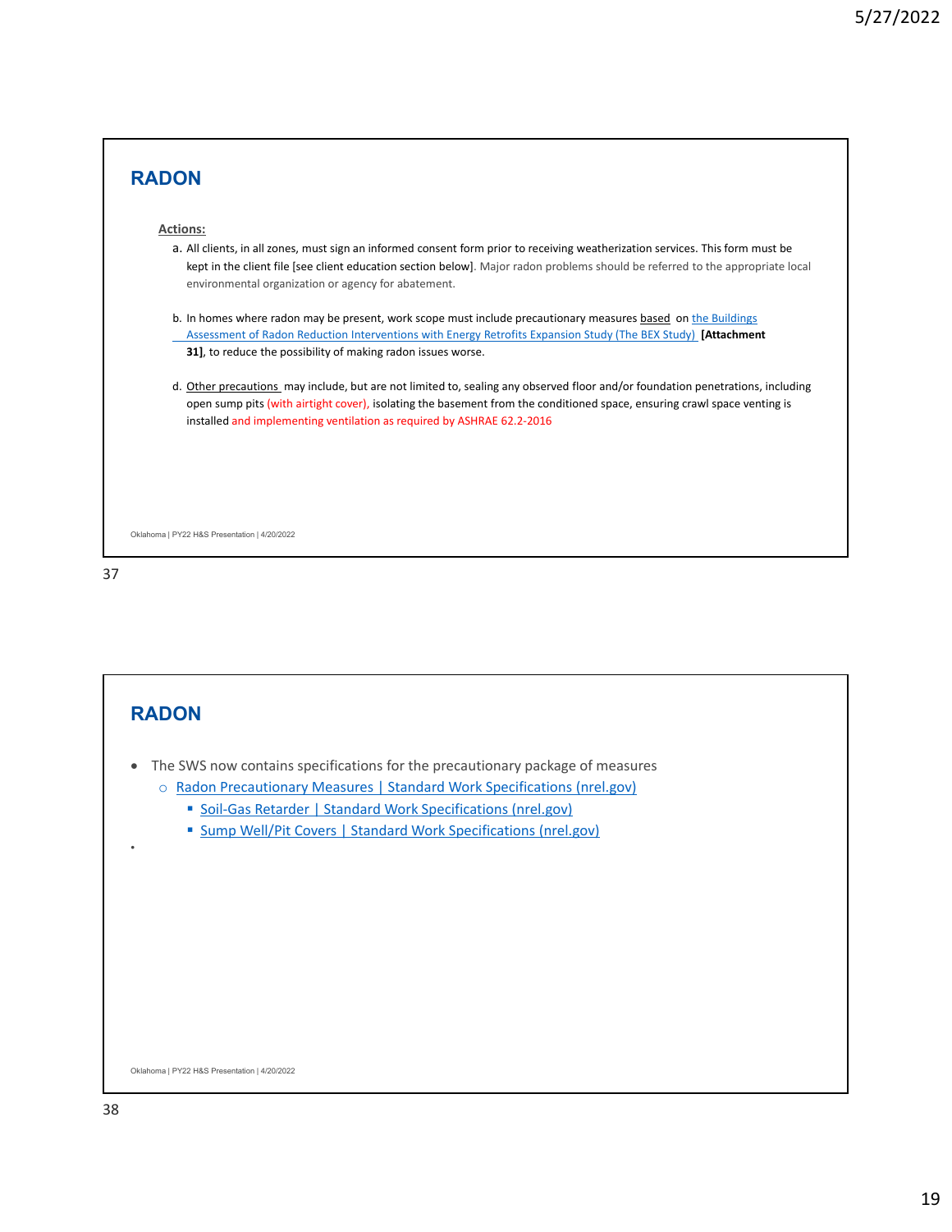## RADON

**Actions:**

a. All clients, in all zones, must sign an informed consent form prior to receiving weatherization services. This form must be kept in the client file [see client education section below]. Major radon problems should be referred to the appropriate local environmental organization or agency for abatement.

b. In homes where radon may be present, work scope must include precautionary measures based on the Buildings Assessment of Radon Reduction Interventions with Energy Retrofits Expansion Study (The BEX Study) **[Attachment 31]**, to reduce the possibility of making radon issues worse.

d. Other precautions may include, but are not limited to, sealing any observed floor and/or foundation penetrations, including open sump pits (with airtight cover), isolating the basement from the conditioned space, ensuring crawl space venting is installed and implementing ventilation as required by ASHRAE 62.2-2016

Oklahoma | PY22 H&S Presentation | 4/20/2022

## RADON

- The SWS now contains specifications for the precautionary package of measures
  - Radon Precautionary Measures | Standard Work Specifications (nrel.gov)
    - Soil-Gas Retarder | Standard Work Specifications (nrel.gov)
    - Sump Well/Pit Covers | Standard Work Specifications (nrel.gov)

Oklahoma | PY22 H&S Presentation | 4/20/2022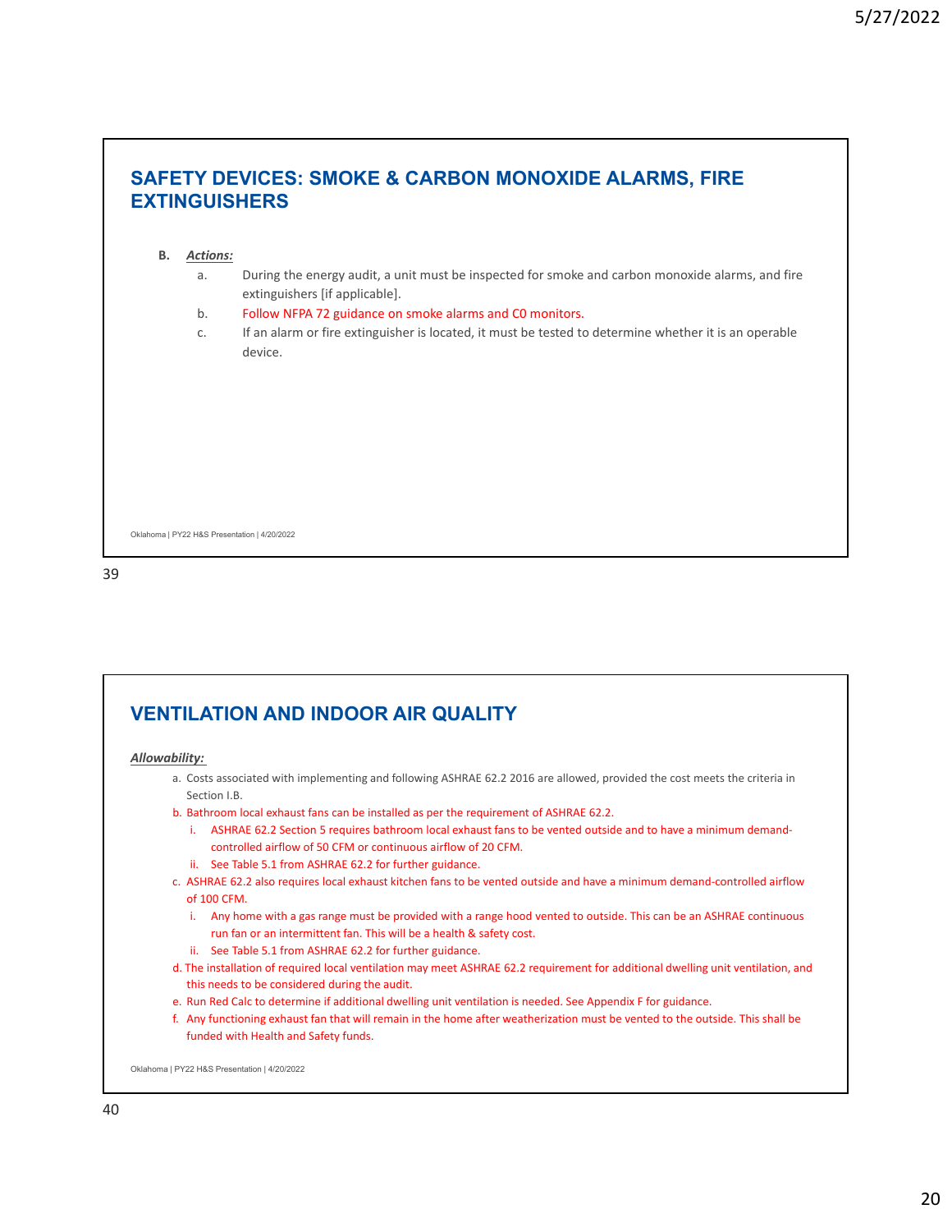## SAFETY DEVICES: SMOKE & CARBON MONOXIDE ALARMS, FIRE EXTINGUISHERS

**B.** ***Actions:***

a. During the energy audit, a unit must be inspected for smoke and carbon monoxide alarms, and fire extinguishers [if applicable].

b. Follow NFPA 72 guidance on smoke alarms and C0 monitors.

c. If an alarm or fire extinguisher is located, it must be tested to determine whether it is an operable device.

Oklahoma | PY22 H&S Presentation | 4/20/2022

## VENTILATION AND INDOOR AIR QUALITY

***Allowability:***

a. Costs associated with implementing and following ASHRAE 62.2 2016 are allowed, provided the cost meets the criteria in Section I.B.

b. Bathroom local exhaust fans can be installed as per the requirement of ASHRAE 62.2.
   - i. ASHRAE 62.2 Section 5 requires bathroom local exhaust fans to be vented outside and to have a minimum demand-controlled airflow of 50 CFM or continuous airflow of 20 CFM.
   - ii. See Table 5.1 from ASHRAE 62.2 for further guidance.

c. ASHRAE 62.2 also requires local exhaust kitchen fans to be vented outside and have a minimum demand-controlled airflow of 100 CFM.
   - i. Any home with a gas range must be provided with a range hood vented to outside. This can be an ASHRAE continuous run fan or an intermittent fan. This will be a health & safety cost.
   - ii. See Table 5.1 from ASHRAE 62.2 for further guidance.

d. The installation of required local ventilation may meet ASHRAE 62.2 requirement for additional dwelling unit ventilation, and this needs to be considered during the audit.

e. Run Red Calc to determine if additional dwelling unit ventilation is needed. See Appendix F for guidance.

f. Any functioning exhaust fan that will remain in the home after weatherization must be vented to the outside. This shall be funded with Health and Safety funds.

Oklahoma | PY22 H&S Presentation | 4/20/2022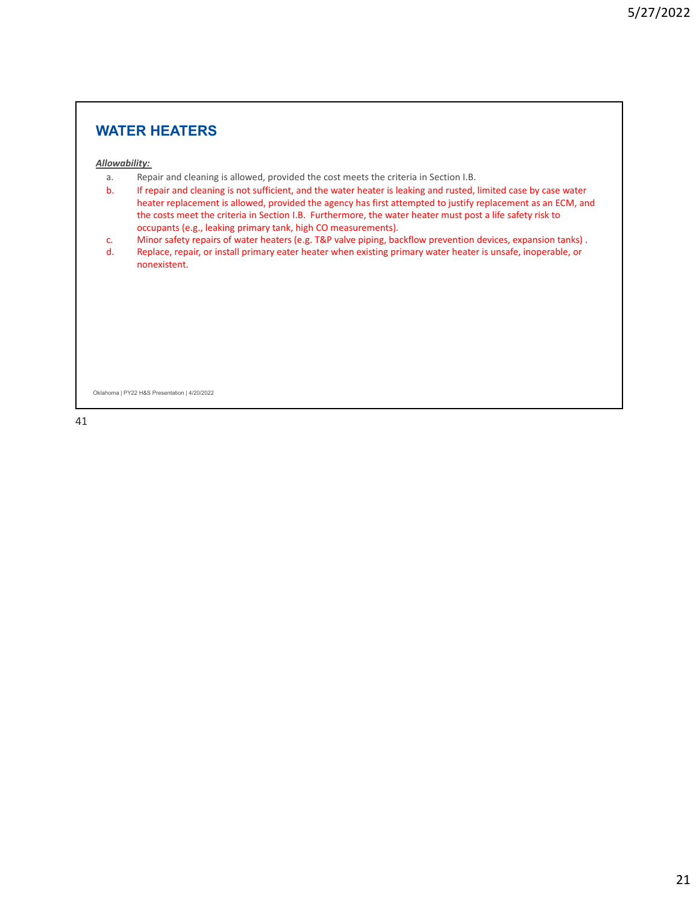## WATER HEATERS

***Allowability:***

a. Repair and cleaning is allowed, provided the cost meets the criteria in Section I.B.

b. If repair and cleaning is not sufficient, and the water heater is leaking and rusted, limited case by case water heater replacement is allowed, provided the agency has first attempted to justify replacement as an ECM, and the costs meet the criteria in Section I.B. Furthermore, the water heater must post a life safety risk to occupants (e.g., leaking primary tank, high CO measurements).

c. Minor safety repairs of water heaters (e.g. T&P valve piping, backflow prevention devices, expansion tanks) .

d. Replace, repair, or install primary eater heater when existing primary water heater is unsafe, inoperable, or nonexistent.

Oklahoma | PY22 H&S Presentation | 4/20/2022